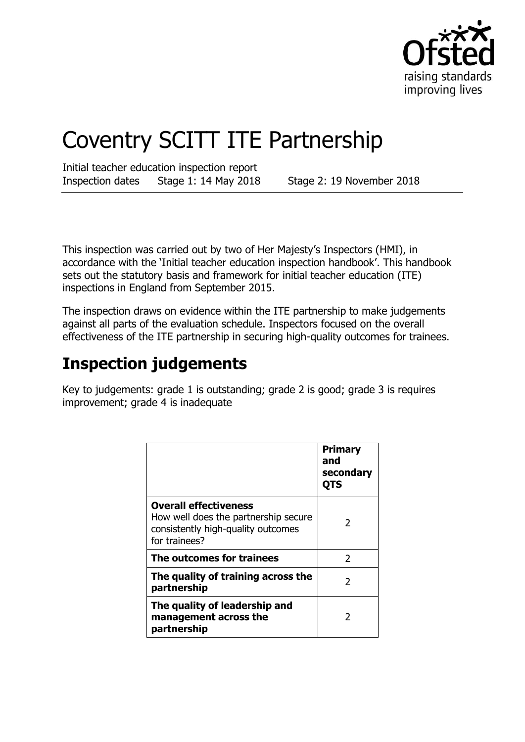# Coventry SCITT ITE Partnership

Initial teacher education inspection report
Inspection dates Stage 1: 14 May 2018 Stage 2: 19 November 2018

This inspection was carried out by two of Her Majesty's Inspectors (HMI), in accordance with the 'Initial teacher education inspection handbook'. This handbook sets out the statutory basis and framework for initial teacher education (ITE) inspections in England from September 2015.

The inspection draws on evidence within the ITE partnership to make judgements against all parts of the evaluation schedule. Inspectors focused on the overall effectiveness of the ITE partnership in securing high-quality outcomes for trainees.

## Inspection judgements

Key to judgements: grade 1 is outstanding; grade 2 is good; grade 3 is requires improvement; grade 4 is inadequate

| | **Primary and secondary QTS** |
|---|---|
| **Overall effectiveness** How well does the partnership secure consistently high-quality outcomes for trainees? | 2 |
| **The outcomes for trainees** | 2 |
| **The quality of training across the partnership** | 2 |
| **The quality of leadership and management across the partnership** | 2 |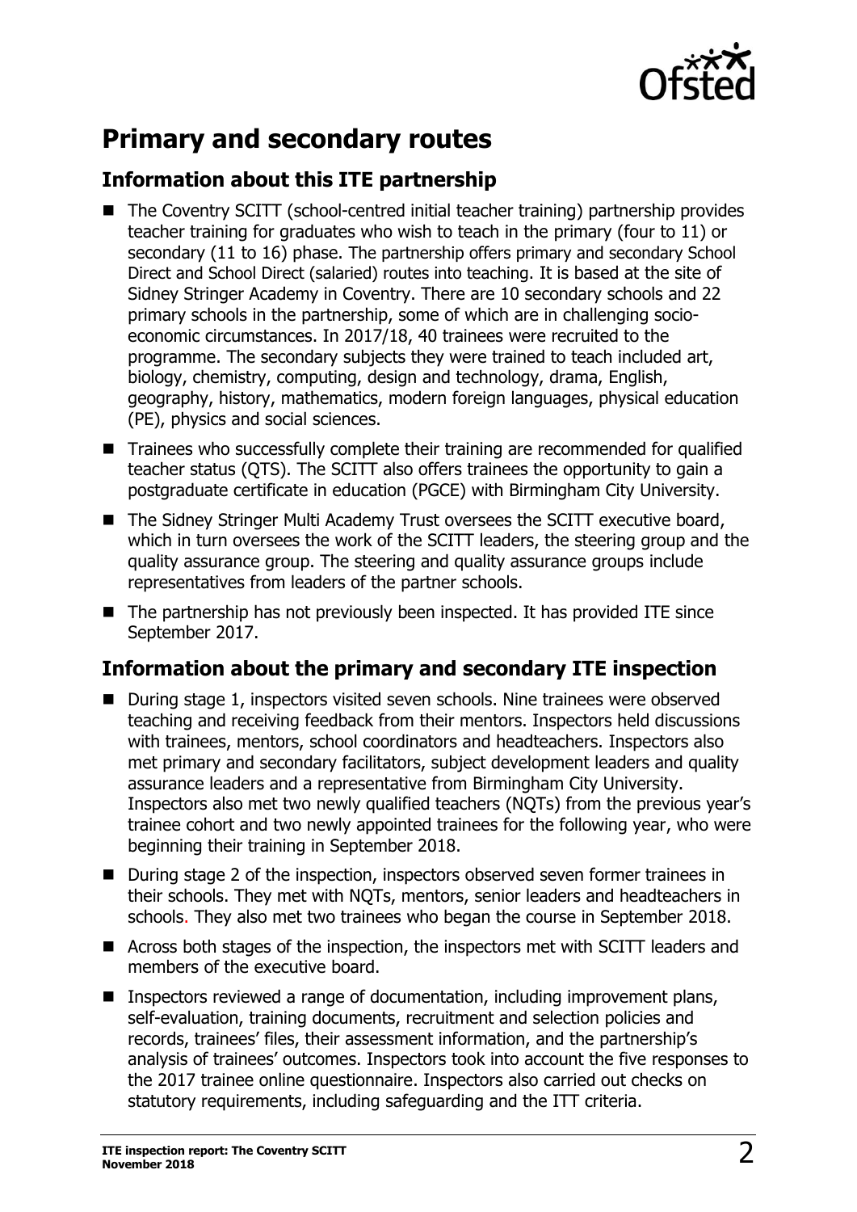# Primary and secondary routes

## Information about this ITE partnership

- The Coventry SCITT (school-centred initial teacher training) partnership provides teacher training for graduates who wish to teach in the primary (four to 11) or secondary (11 to 16) phase. The partnership offers primary and secondary School Direct and School Direct (salaried) routes into teaching. It is based at the site of Sidney Stringer Academy in Coventry. There are 10 secondary schools and 22 primary schools in the partnership, some of which are in challenging socio-economic circumstances. In 2017/18, 40 trainees were recruited to the programme. The secondary subjects they were trained to teach included art, biology, chemistry, computing, design and technology, drama, English, geography, history, mathematics, modern foreign languages, physical education (PE), physics and social sciences.
- Trainees who successfully complete their training are recommended for qualified teacher status (QTS). The SCITT also offers trainees the opportunity to gain a postgraduate certificate in education (PGCE) with Birmingham City University.
- The Sidney Stringer Multi Academy Trust oversees the SCITT executive board, which in turn oversees the work of the SCITT leaders, the steering group and the quality assurance group. The steering and quality assurance groups include representatives from leaders of the partner schools.
- The partnership has not previously been inspected. It has provided ITE since September 2017.

## Information about the primary and secondary ITE inspection

- During stage 1, inspectors visited seven schools. Nine trainees were observed teaching and receiving feedback from their mentors. Inspectors held discussions with trainees, mentors, school coordinators and headteachers. Inspectors also met primary and secondary facilitators, subject development leaders and quality assurance leaders and a representative from Birmingham City University. Inspectors also met two newly qualified teachers (NQTs) from the previous year's trainee cohort and two newly appointed trainees for the following year, who were beginning their training in September 2018.
- During stage 2 of the inspection, inspectors observed seven former trainees in their schools. They met with NQTs, mentors, senior leaders and headteachers in schools. They also met two trainees who began the course in September 2018.
- Across both stages of the inspection, the inspectors met with SCITT leaders and members of the executive board.
- Inspectors reviewed a range of documentation, including improvement plans, self-evaluation, training documents, recruitment and selection policies and records, trainees' files, their assessment information, and the partnership's analysis of trainees' outcomes. Inspectors took into account the five responses to the 2017 trainee online questionnaire. Inspectors also carried out checks on statutory requirements, including safeguarding and the ITT criteria.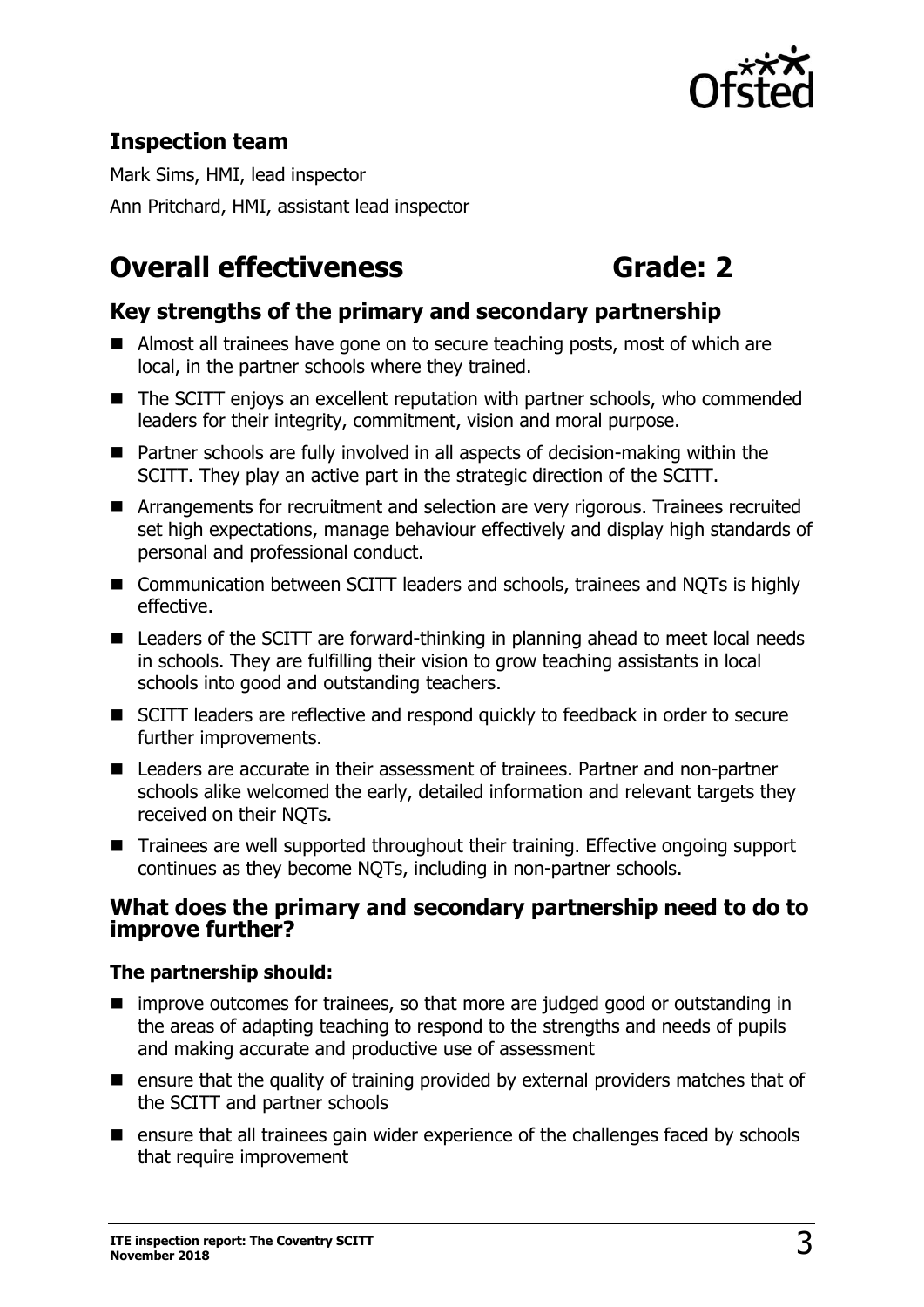## Inspection team

Mark Sims, HMI, lead inspector

Ann Pritchard, HMI, assistant lead inspector

# Overall effectiveness Grade: 2

## Key strengths of the primary and secondary partnership

- Almost all trainees have gone on to secure teaching posts, most of which are local, in the partner schools where they trained.
- The SCITT enjoys an excellent reputation with partner schools, who commended leaders for their integrity, commitment, vision and moral purpose.
- Partner schools are fully involved in all aspects of decision-making within the SCITT. They play an active part in the strategic direction of the SCITT.
- Arrangements for recruitment and selection are very rigorous. Trainees recruited set high expectations, manage behaviour effectively and display high standards of personal and professional conduct.
- Communication between SCITT leaders and schools, trainees and NQTs is highly effective.
- Leaders of the SCITT are forward-thinking in planning ahead to meet local needs in schools. They are fulfilling their vision to grow teaching assistants in local schools into good and outstanding teachers.
- SCITT leaders are reflective and respond quickly to feedback in order to secure further improvements.
- Leaders are accurate in their assessment of trainees. Partner and non-partner schools alike welcomed the early, detailed information and relevant targets they received on their NQTs.
- Trainees are well supported throughout their training. Effective ongoing support continues as they become NQTs, including in non-partner schools.

## What does the primary and secondary partnership need to do to improve further?

**The partnership should:**

- improve outcomes for trainees, so that more are judged good or outstanding in the areas of adapting teaching to respond to the strengths and needs of pupils and making accurate and productive use of assessment
- ensure that the quality of training provided by external providers matches that of the SCITT and partner schools
- ensure that all trainees gain wider experience of the challenges faced by schools that require improvement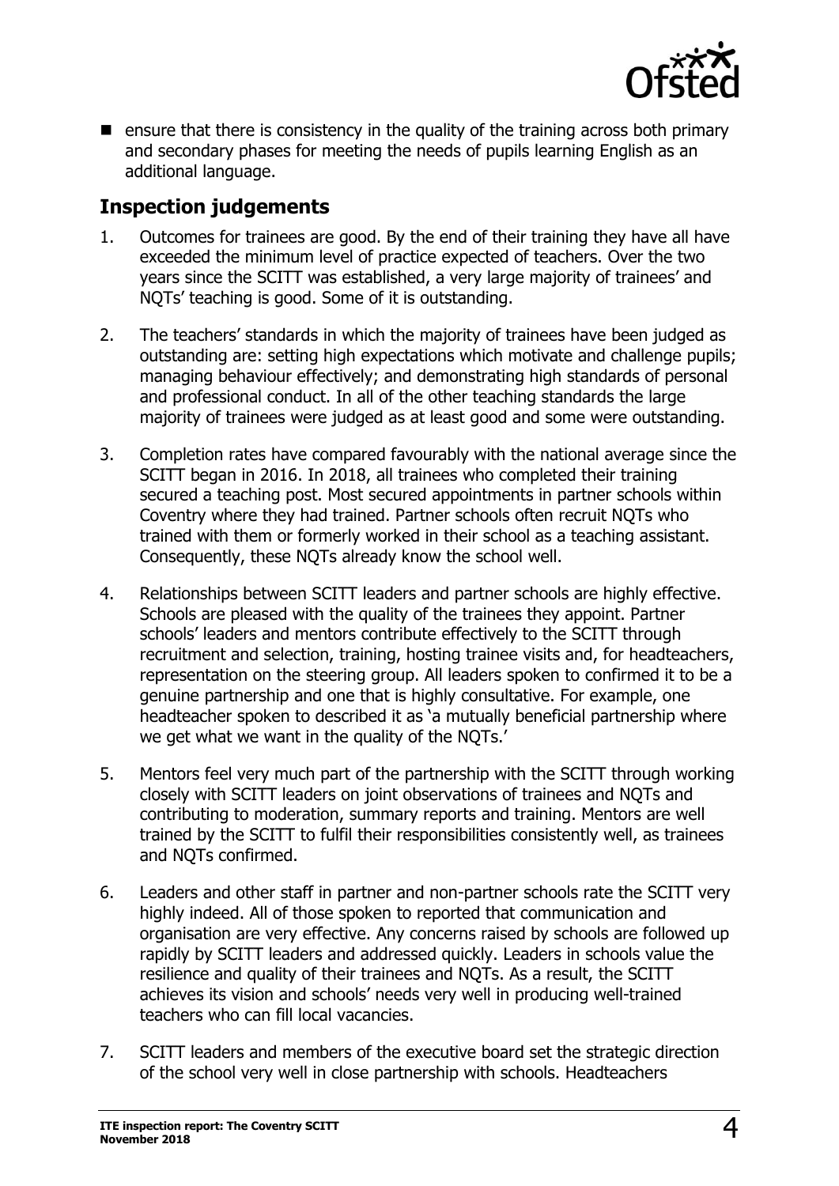- ensure that there is consistency in the quality of the training across both primary and secondary phases for meeting the needs of pupils learning English as an additional language.

## Inspection judgements

1. Outcomes for trainees are good. By the end of their training they have all have exceeded the minimum level of practice expected of teachers. Over the two years since the SCITT was established, a very large majority of trainees' and NQTs' teaching is good. Some of it is outstanding.

2. The teachers' standards in which the majority of trainees have been judged as outstanding are: setting high expectations which motivate and challenge pupils; managing behaviour effectively; and demonstrating high standards of personal and professional conduct. In all of the other teaching standards the large majority of trainees were judged as at least good and some were outstanding.

3. Completion rates have compared favourably with the national average since the SCITT began in 2016. In 2018, all trainees who completed their training secured a teaching post. Most secured appointments in partner schools within Coventry where they had trained. Partner schools often recruit NQTs who trained with them or formerly worked in their school as a teaching assistant. Consequently, these NQTs already know the school well.

4. Relationships between SCITT leaders and partner schools are highly effective. Schools are pleased with the quality of the trainees they appoint. Partner schools' leaders and mentors contribute effectively to the SCITT through recruitment and selection, training, hosting trainee visits and, for headteachers, representation on the steering group. All leaders spoken to confirmed it to be a genuine partnership and one that is highly consultative. For example, one headteacher spoken to described it as 'a mutually beneficial partnership where we get what we want in the quality of the NQTs.'

5. Mentors feel very much part of the partnership with the SCITT through working closely with SCITT leaders on joint observations of trainees and NQTs and contributing to moderation, summary reports and training. Mentors are well trained by the SCITT to fulfil their responsibilities consistently well, as trainees and NQTs confirmed.

6. Leaders and other staff in partner and non-partner schools rate the SCITT very highly indeed. All of those spoken to reported that communication and organisation are very effective. Any concerns raised by schools are followed up rapidly by SCITT leaders and addressed quickly. Leaders in schools value the resilience and quality of their trainees and NQTs. As a result, the SCITT achieves its vision and schools' needs very well in producing well-trained teachers who can fill local vacancies.

7. SCITT leaders and members of the executive board set the strategic direction of the school very well in close partnership with schools. Headteachers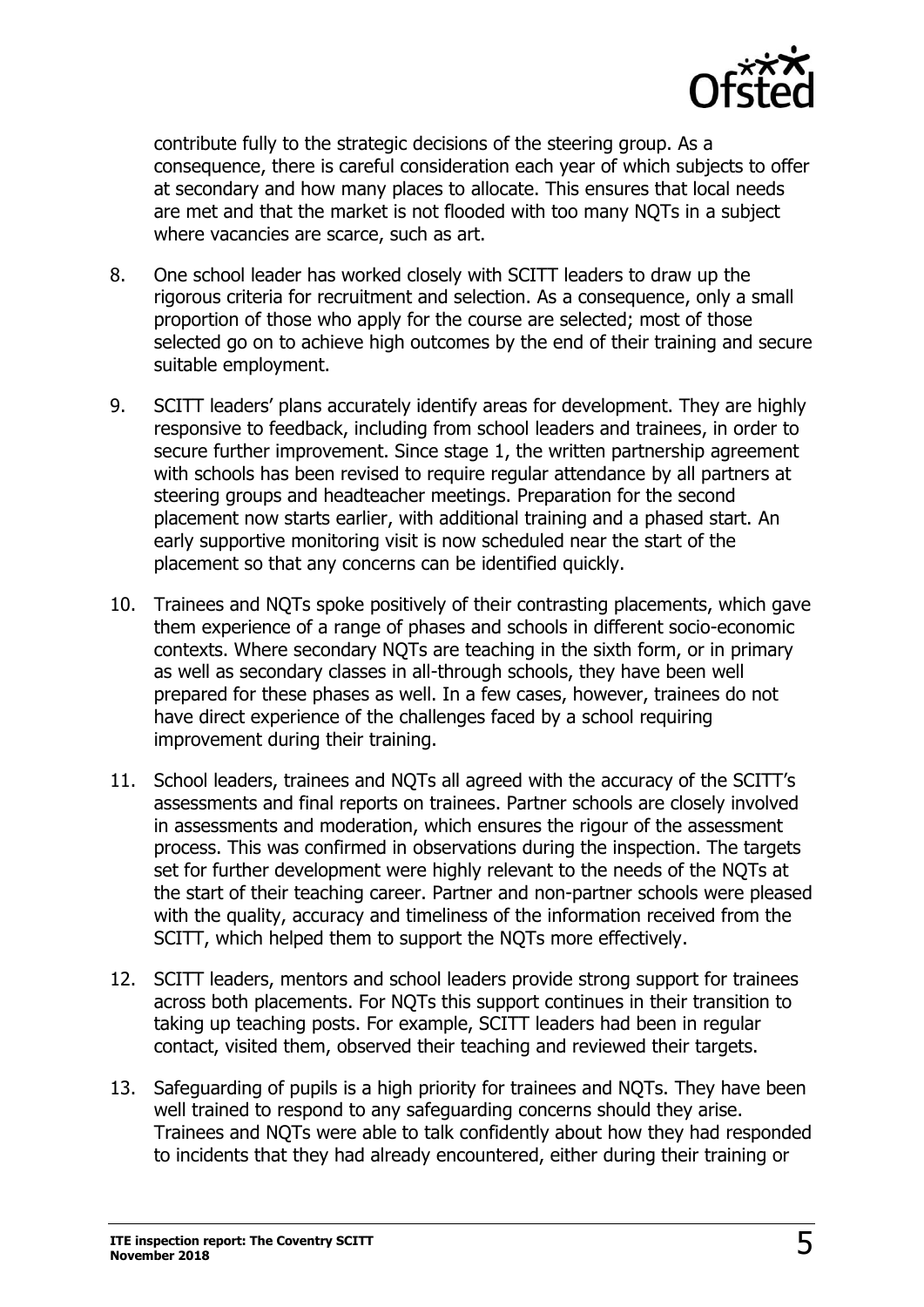contribute fully to the strategic decisions of the steering group. As a consequence, there is careful consideration each year of which subjects to offer at secondary and how many places to allocate. This ensures that local needs are met and that the market is not flooded with too many NQTs in a subject where vacancies are scarce, such as art.

8. One school leader has worked closely with SCITT leaders to draw up the rigorous criteria for recruitment and selection. As a consequence, only a small proportion of those who apply for the course are selected; most of those selected go on to achieve high outcomes by the end of their training and secure suitable employment.

9. SCITT leaders' plans accurately identify areas for development. They are highly responsive to feedback, including from school leaders and trainees, in order to secure further improvement. Since stage 1, the written partnership agreement with schools has been revised to require regular attendance by all partners at steering groups and headteacher meetings. Preparation for the second placement now starts earlier, with additional training and a phased start. An early supportive monitoring visit is now scheduled near the start of the placement so that any concerns can be identified quickly.

10. Trainees and NQTs spoke positively of their contrasting placements, which gave them experience of a range of phases and schools in different socio-economic contexts. Where secondary NQTs are teaching in the sixth form, or in primary as well as secondary classes in all-through schools, they have been well prepared for these phases as well. In a few cases, however, trainees do not have direct experience of the challenges faced by a school requiring improvement during their training.

11. School leaders, trainees and NQTs all agreed with the accuracy of the SCITT's assessments and final reports on trainees. Partner schools are closely involved in assessments and moderation, which ensures the rigour of the assessment process. This was confirmed in observations during the inspection. The targets set for further development were highly relevant to the needs of the NQTs at the start of their teaching career. Partner and non-partner schools were pleased with the quality, accuracy and timeliness of the information received from the SCITT, which helped them to support the NQTs more effectively.

12. SCITT leaders, mentors and school leaders provide strong support for trainees across both placements. For NQTs this support continues in their transition to taking up teaching posts. For example, SCITT leaders had been in regular contact, visited them, observed their teaching and reviewed their targets.

13. Safeguarding of pupils is a high priority for trainees and NQTs. They have been well trained to respond to any safeguarding concerns should they arise. Trainees and NQTs were able to talk confidently about how they had responded to incidents that they had already encountered, either during their training or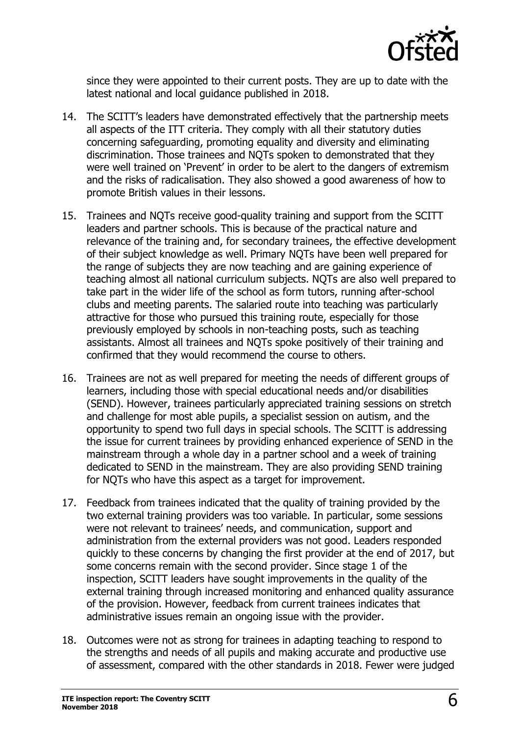since they were appointed to their current posts. They are up to date with the latest national and local guidance published in 2018.

14. The SCITT's leaders have demonstrated effectively that the partnership meets all aspects of the ITT criteria. They comply with all their statutory duties concerning safeguarding, promoting equality and diversity and eliminating discrimination. Those trainees and NQTs spoken to demonstrated that they were well trained on 'Prevent' in order to be alert to the dangers of extremism and the risks of radicalisation. They also showed a good awareness of how to promote British values in their lessons.

15. Trainees and NQTs receive good-quality training and support from the SCITT leaders and partner schools. This is because of the practical nature and relevance of the training and, for secondary trainees, the effective development of their subject knowledge as well. Primary NQTs have been well prepared for the range of subjects they are now teaching and are gaining experience of teaching almost all national curriculum subjects. NQTs are also well prepared to take part in the wider life of the school as form tutors, running after-school clubs and meeting parents. The salaried route into teaching was particularly attractive for those who pursued this training route, especially for those previously employed by schools in non-teaching posts, such as teaching assistants. Almost all trainees and NQTs spoke positively of their training and confirmed that they would recommend the course to others.

16. Trainees are not as well prepared for meeting the needs of different groups of learners, including those with special educational needs and/or disabilities (SEND). However, trainees particularly appreciated training sessions on stretch and challenge for most able pupils, a specialist session on autism, and the opportunity to spend two full days in special schools. The SCITT is addressing the issue for current trainees by providing enhanced experience of SEND in the mainstream through a whole day in a partner school and a week of training dedicated to SEND in the mainstream. They are also providing SEND training for NQTs who have this aspect as a target for improvement.

17. Feedback from trainees indicated that the quality of training provided by the two external training providers was too variable. In particular, some sessions were not relevant to trainees' needs, and communication, support and administration from the external providers was not good. Leaders responded quickly to these concerns by changing the first provider at the end of 2017, but some concerns remain with the second provider. Since stage 1 of the inspection, SCITT leaders have sought improvements in the quality of the external training through increased monitoring and enhanced quality assurance of the provision. However, feedback from current trainees indicates that administrative issues remain an ongoing issue with the provider.

18. Outcomes were not as strong for trainees in adapting teaching to respond to the strengths and needs of all pupils and making accurate and productive use of assessment, compared with the other standards in 2018. Fewer were judged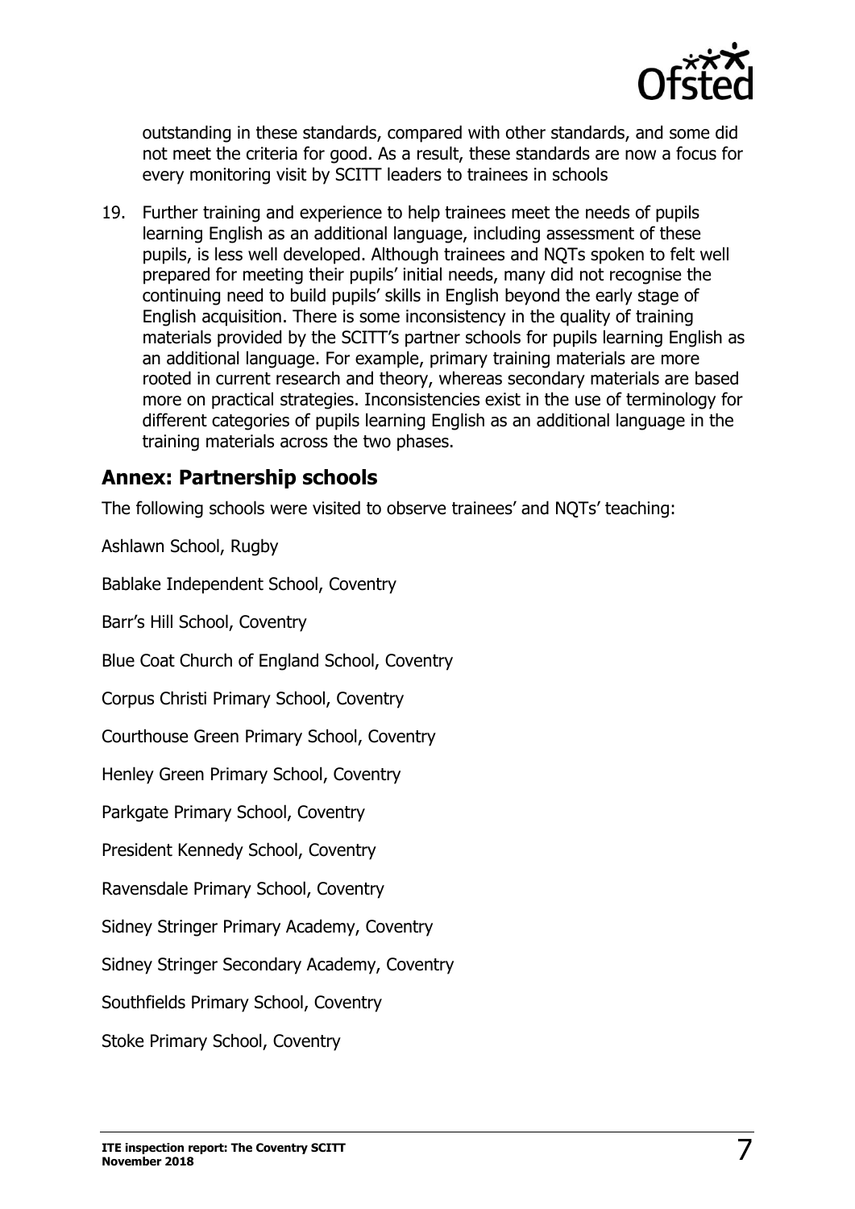outstanding in these standards, compared with other standards, and some did not meet the criteria for good. As a result, these standards are now a focus for every monitoring visit by SCITT leaders to trainees in schools

19. Further training and experience to help trainees meet the needs of pupils learning English as an additional language, including assessment of these pupils, is less well developed. Although trainees and NQTs spoken to felt well prepared for meeting their pupils' initial needs, many did not recognise the continuing need to build pupils' skills in English beyond the early stage of English acquisition. There is some inconsistency in the quality of training materials provided by the SCITT's partner schools for pupils learning English as an additional language. For example, primary training materials are more rooted in current research and theory, whereas secondary materials are based more on practical strategies. Inconsistencies exist in the use of terminology for different categories of pupils learning English as an additional language in the training materials across the two phases.

## Annex: Partnership schools

The following schools were visited to observe trainees' and NQTs' teaching:

Ashlawn School, Rugby

Bablake Independent School, Coventry

Barr's Hill School, Coventry

Blue Coat Church of England School, Coventry

Corpus Christi Primary School, Coventry

Courthouse Green Primary School, Coventry

Henley Green Primary School, Coventry

Parkgate Primary School, Coventry

President Kennedy School, Coventry

Ravensdale Primary School, Coventry

Sidney Stringer Primary Academy, Coventry

Sidney Stringer Secondary Academy, Coventry

Southfields Primary School, Coventry

Stoke Primary School, Coventry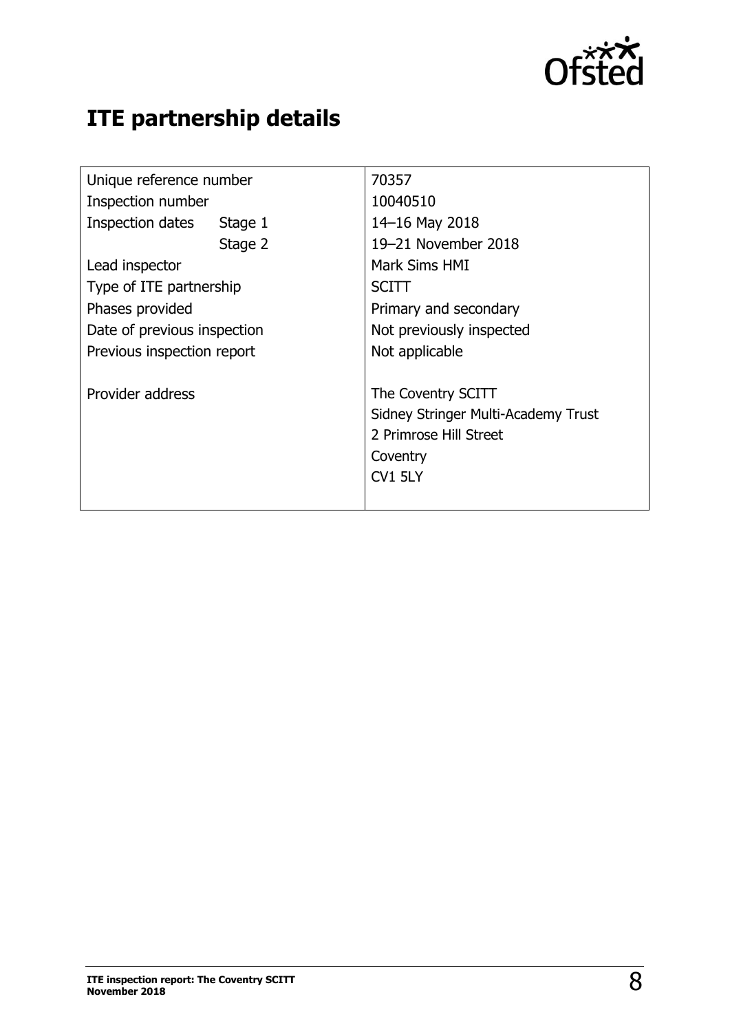# ITE partnership details

| | | |
|---|---|---|
| Unique reference number | | 70357 |
| Inspection number | | 10040510 |
| Inspection dates | Stage 1 | 14–16 May 2018 |
| | Stage 2 | 19–21 November 2018 |
| Lead inspector | | Mark Sims HMI |
| Type of ITE partnership | | SCITT |
| Phases provided | | Primary and secondary |
| Date of previous inspection | | Not previously inspected |
| Previous inspection report | | Not applicable |
| Provider address | | The Coventry SCITT<br>Sidney Stringer Multi-Academy Trust<br>2 Primrose Hill Street<br>Coventry<br>CV1 5LY |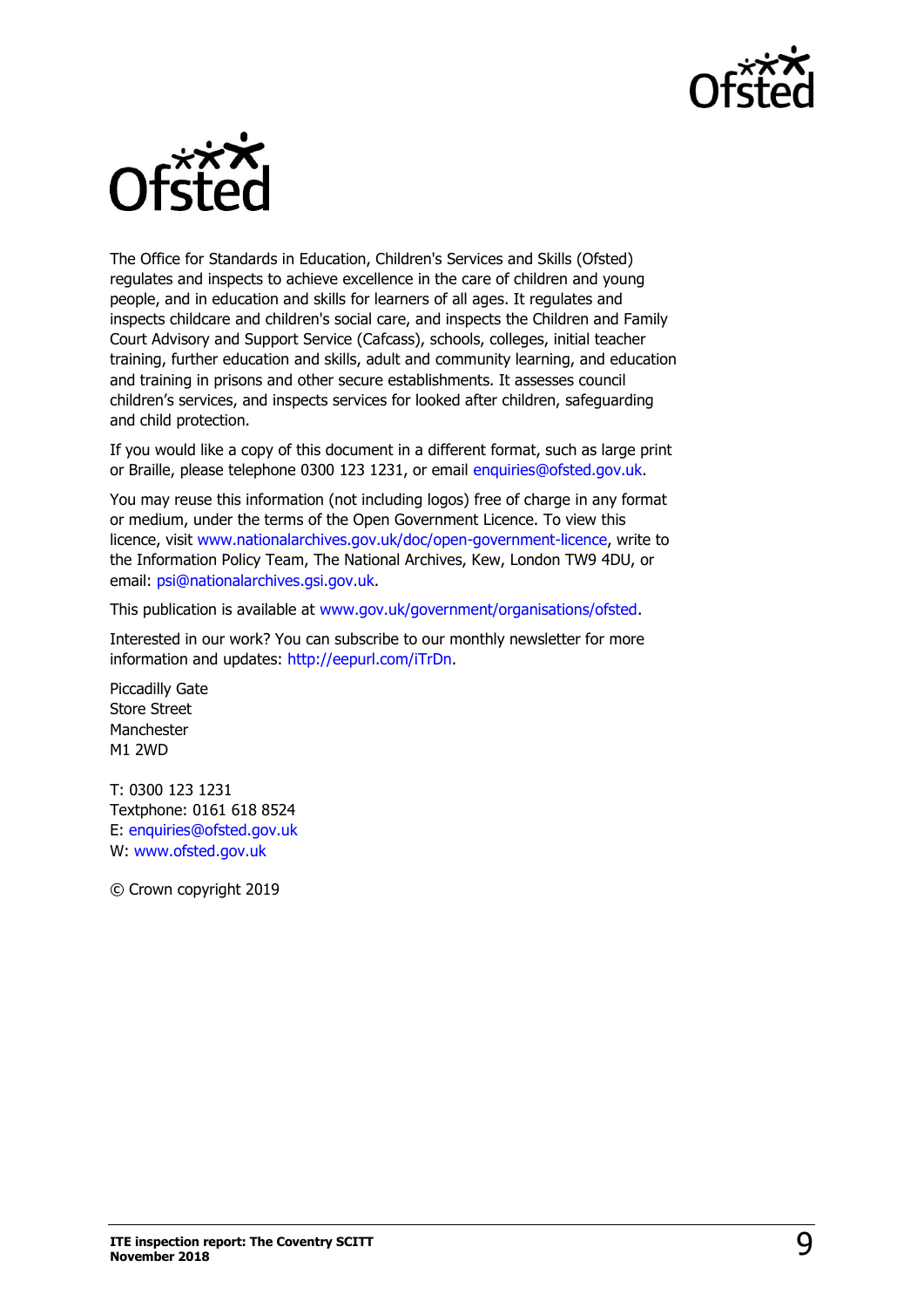The Office for Standards in Education, Children's Services and Skills (Ofsted) regulates and inspects to achieve excellence in the care of children and young people, and in education and skills for learners of all ages. It regulates and inspects childcare and children's social care, and inspects the Children and Family Court Advisory and Support Service (Cafcass), schools, colleges, initial teacher training, further education and skills, adult and community learning, and education and training in prisons and other secure establishments. It assesses council children's services, and inspects services for looked after children, safeguarding and child protection.

If you would like a copy of this document in a different format, such as large print or Braille, please telephone 0300 123 1231, or email enquiries@ofsted.gov.uk.

You may reuse this information (not including logos) free of charge in any format or medium, under the terms of the Open Government Licence. To view this licence, visit www.nationalarchives.gov.uk/doc/open-government-licence, write to the Information Policy Team, The National Archives, Kew, London TW9 4DU, or email: psi@nationalarchives.gsi.gov.uk.

This publication is available at www.gov.uk/government/organisations/ofsted.

Interested in our work? You can subscribe to our monthly newsletter for more information and updates: http://eepurl.com/iTrDn.

Piccadilly Gate
Store Street
Manchester
M1 2WD

T: 0300 123 1231
Textphone: 0161 618 8524
E: enquiries@ofsted.gov.uk
W: www.ofsted.gov.uk

© Crown copyright 2019